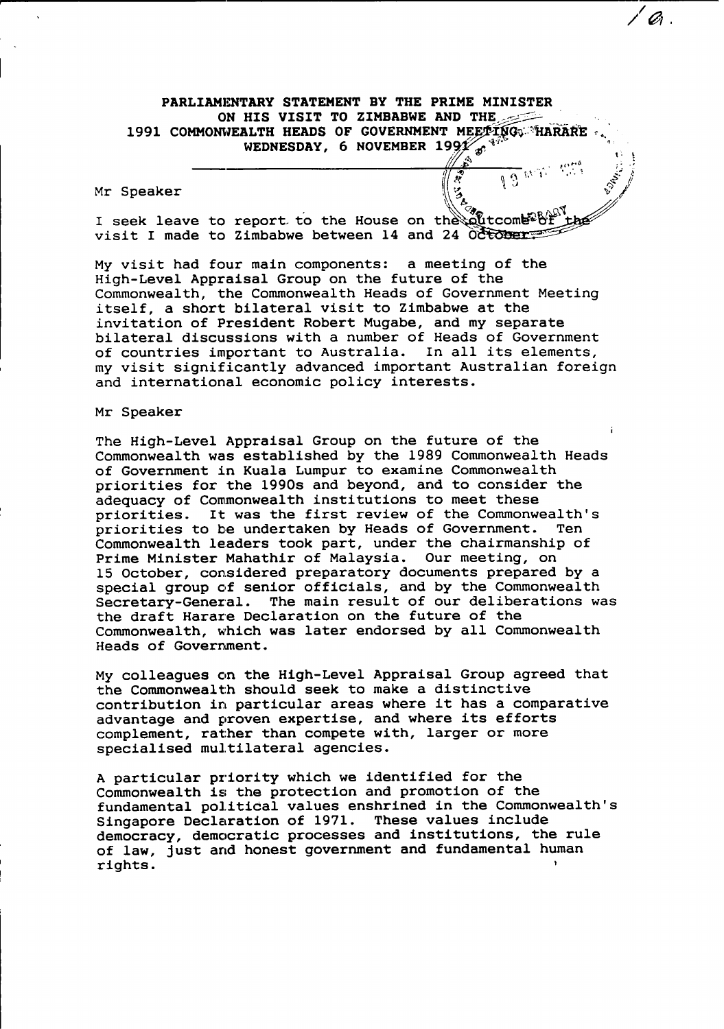**PARLIAMENTARY STATEMENT BY THE PRIME MINISTER ON HIS VISIT TO ZIMBABWE AND THE 1991 COMMONWEALTH HEADS OF GOVERNMENT MEETING, HARARE WEDNESDAY, 6 NOVEMBER 1991**

Mr Speaker

I seek leave to report to the House on the outcome of the visit I made to Zimbabwe between 14 and 24 October.

My visit had four main components: a meeting of the High-Level Appraisal Group on the future of the Commonwealth, the Commonwealth Heads of Government Meeting itself, a short bilateral visit to Zimbabwe at the invitation of President Robert Mugabe, and my separate bilateral discussions with a number of Heads of Government of countries important to Australia. In all its elements, my visit significantly advanced important Australian foreign and international economic policy interests.

Mr Speaker

The High-Level Appraisal Group on the future of the Commonwealth was established by the 1989 Commonwealth Heads of Government in Kuala Lumpur to examine Commonwealth priorities for the 1990s and beyond, and to consider the adequacy of Commonwealth institutions to meet these priorities. It was the first review of the Commonwealth's priorities to be undertaken by Heads of Government. Ten Commonwealth leaders took part, under the chairmanship of Prime Minister Mahathir of Malaysia. Our meeting, on 15 October, considered preparatory documents prepared by a special group of senior officials, and by the Commonwealth Secretary-General. The main result of our deliberations was the draft Harare Declaration on the future of the Commonwealth, which was later endorsed by all Commonwealth Heads of Government.

My colleagues on the High-Level Appraisal Group agreed that the Commonwealth should seek to make a distinctive contribution in particular areas where it has a comparative advantage and proven expertise, and where its efforts complement, rather than compete with, larger or more specialised multilateral agencies.

A particular priority which we identified for the Commonwealth is the protection and promotion of the fundamental political values enshrined in the Commonwealth's Singapore Declaration of 1971. These values include democracy, democratic processes and institutions, the rule of law, just and honest government and fundamental human rights.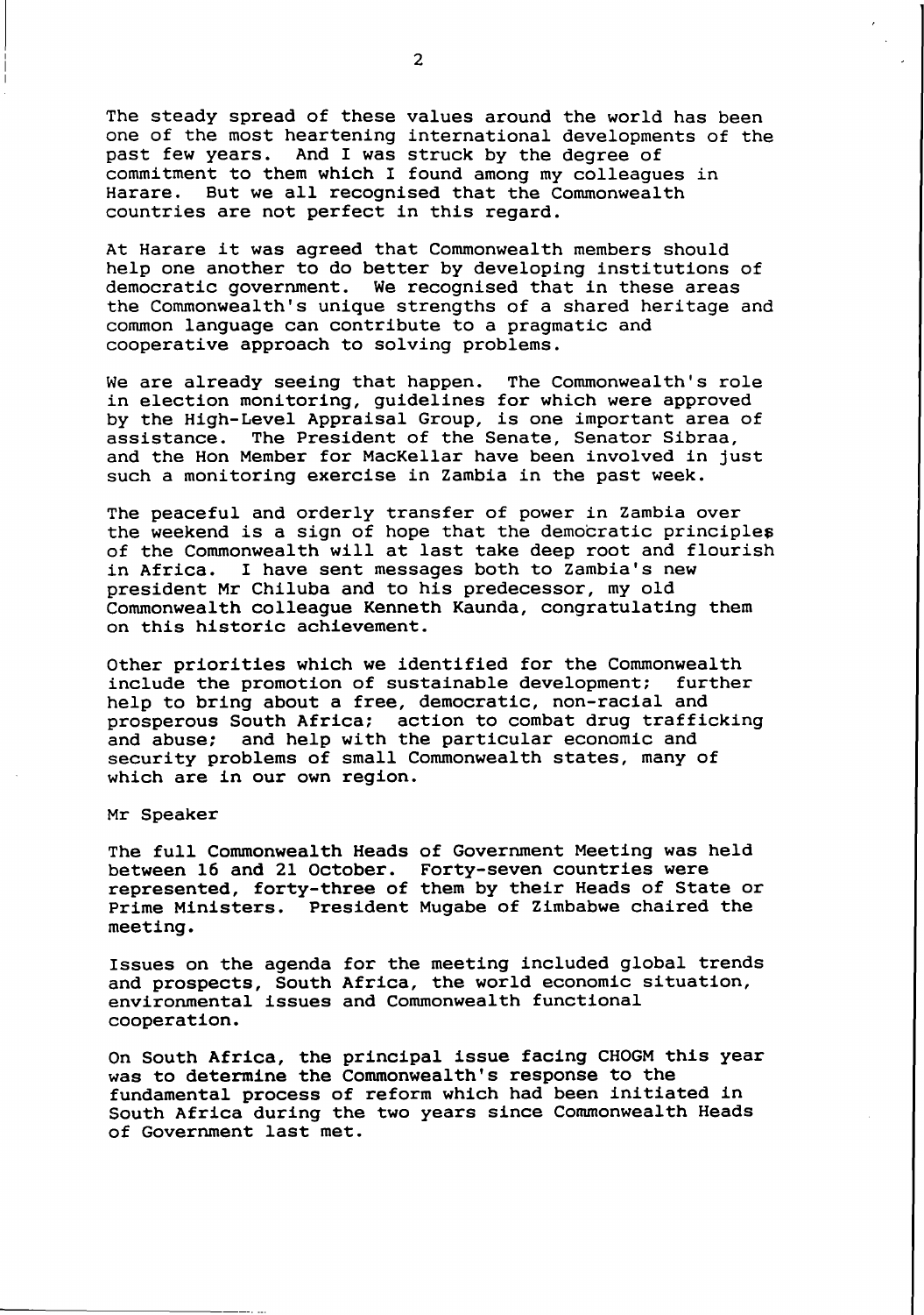The steady spread of these values around the world has been one of the most heartening international developments of the past few years. And I was struck by the degree of commitment to them which I found among my colleagues in Harare. But we all recognised that the Commonwealth countries are not perfect in this regard.

At Harare it was agreed that Commonwealth members should help one another to do better by developing institutions of democratic government. We recognised that in these areas the Commonwealth's unique strengths of a shared heritage and common language can contribute to a pragmatic and cooperative approach to solving problems.

We are already seeing that happen. The Commonwealth's role in election monitoring, guidelines for which were approved by the High-Level Appraisal Group, is one important area of assistance. The President of the Senate, Senator Sibraa, and the Hon Member for MacKellar have been involved in just such a monitoring exercise in Zambia in the past week.

The peaceful and orderly transfer of power in Zambia over the weekend is a sign of hope that the democratic principles of the Commonwealth will at last take deep root and flourish in Africa. I have sent messages both to Zambia's new president Mr Chiluba and to his predecessor, my old Commonwealth colleague Kenneth Kaunda, congratulating them on this historic achievement.

Other priorities which we identified for the Commonwealth include the promotion of sustainable development; further help to bring about a free, democratic, non-racial and prosperous South Africa; action to combat drug trafficking and abuse; and help with the particular economic and security problems of small Commonwealth states, many of which are in our own region.

Mr Speaker

The full Commonwealth Heads of Government Meeting was held between 16 and 21 October. Forty-seven countries were represented, forty-three of them by their Heads of State or Prime Ministers. President Mugabe of Zimbabwe chaired the meeting.

Issues on the agenda for the meeting included global trends and prospects, South Africa, the world economic situation, environmental issues and Commonwealth functional cooperation.

On South Africa, the principal issue facing CHOGM this year was to determine the Commonwealth's response to the fundamental process of reform which had been initiated in South Africa during the two years since Commonwealth Heads of Government last met.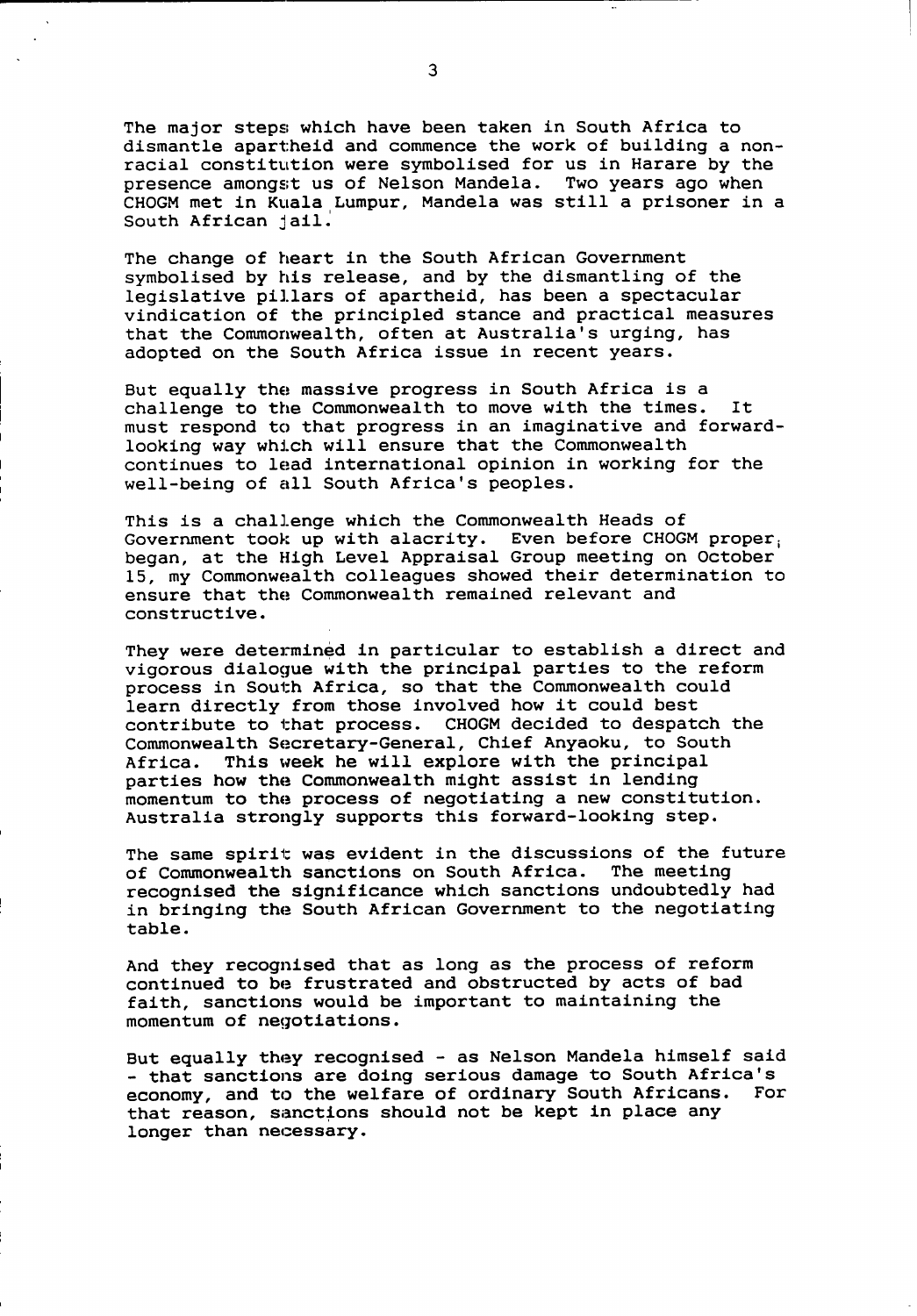The major steps which have been taken in South Africa to dismantle apartheid and commence the work of building a non-racial constitution were symbolised for us in Harare by the presence amongst us of Nelson Mandela. Two years ago when CHOGM met in Kuala Lumpur, Mandela was still a prisoner in a South African jail.

The change of heart in the South African Government symbolised by his release, and by the dismantling of the legislative pillars of apartheid, has been a spectacular vindication of the principled stance and practical measures that the Commonwealth, often at Australia's urging, has adopted on the South Africa issue in recent years.

But equally the massive progress in South Africa is a challenge to the Commonwealth to move with the times. It must respond to that progress in an imaginative and forward-looking way which will ensure that the Commonwealth continues to lead international opinion in working for the well-being of all South Africa's peoples.

This is a challenge which the Commonwealth Heads of Government took up with alacrity. Even before CHOGM proper began, at the High Level Appraisal Group meeting on October 15, my Commonwealth colleagues showed their determination to ensure that the Commonwealth remained relevant and constructive.

They were determined in particular to establish a direct and vigorous dialogue with the principal parties to the reform process in South Africa, so that the Commonwealth could learn directly from those involved how it could best contribute to that process. CHOGM decided to despatch the Commonwealth Secretary-General, Chief Anyaoku, to South Africa. This week he will explore with the principal parties how the Commonwealth might assist in lending momentum to the process of negotiating a new constitution. Australia strongly supports this forward-looking step.

The same spirit was evident in the discussions of the future of Commonwealth sanctions on South Africa. The meeting recognised the significance which sanctions undoubtedly had in bringing the South African Government to the negotiating table.

And they recognised that as long as the process of reform continued to be frustrated and obstructed by acts of bad faith, sanctions would be important to maintaining the momentum of negotiations.

But equally they recognised - as Nelson Mandela himself said - that sanctions are doing serious damage to South Africa's economy, and to the welfare of ordinary South Africans. For that reason, sanctions should not be kept in place any longer than necessary.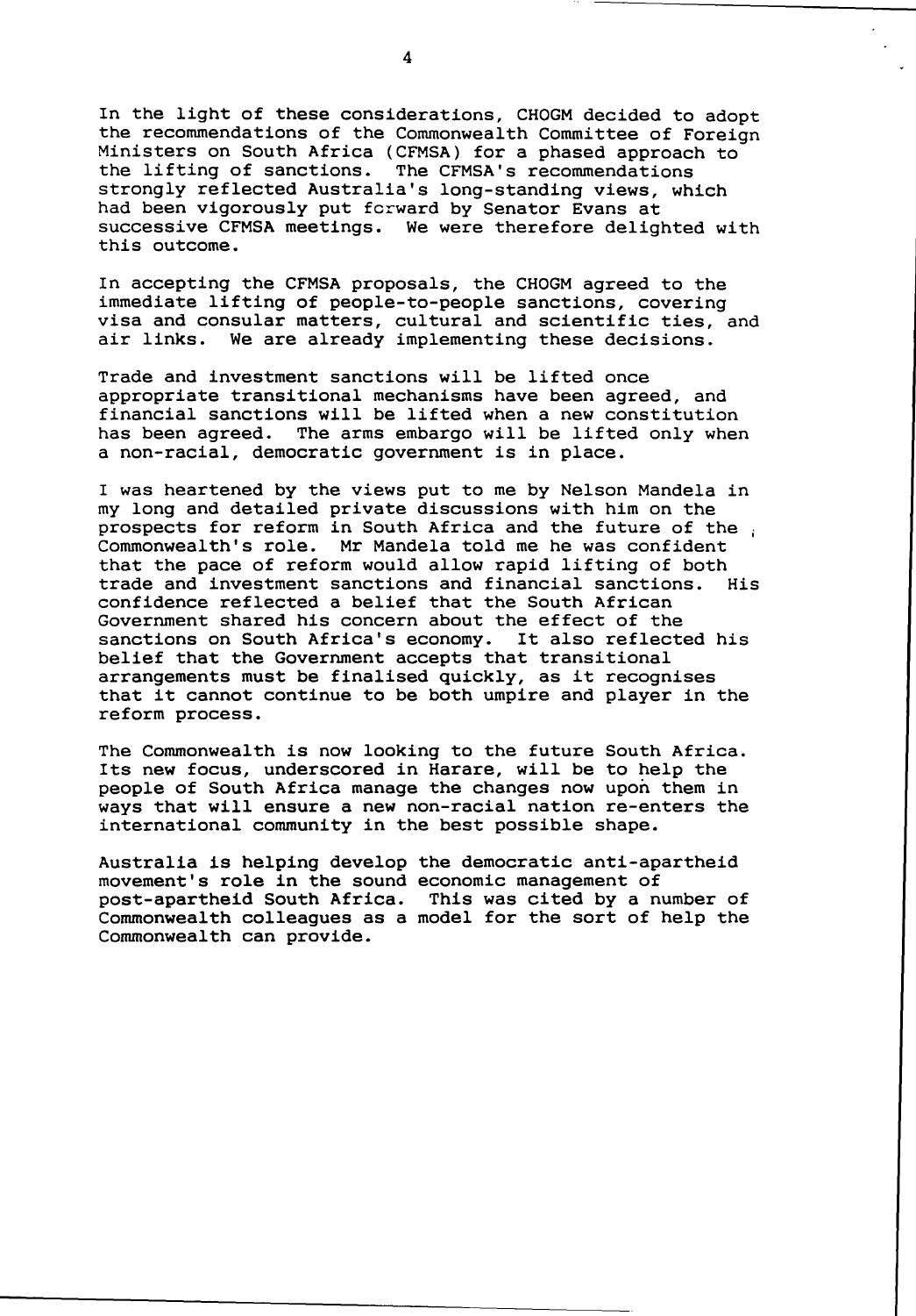In the light of these considerations, CHOGM decided to adopt the recommendations of the Commonwealth Committee of Foreign Ministers on South Africa (CFMSA) for a phased approach to the lifting of sanctions. The CFMSA's recommendations strongly reflected Australia's long-standing views, which had been vigorously put forward by Senator Evans at successive CFMSA meetings. We were therefore delighted with this outcome.

In accepting the CFMSA proposals, the CHOGM agreed to the immediate lifting of people-to-people sanctions, covering visa and consular matters, cultural and scientific ties, and air links. We are already implementing these decisions.

Trade and investment sanctions will be lifted once appropriate transitional mechanisms have been agreed, and financial sanctions will be lifted when a new constitution has been agreed. The arms embargo will be lifted only when a non-racial, democratic government is in place.

I was heartened by the views put to me by Nelson Mandela in my long and detailed private discussions with him on the prospects for reform in South Africa and the future of the Commonwealth's role. Mr Mandela told me he was confident that the pace of reform would allow rapid lifting of both trade and investment sanctions and financial sanctions. His confidence reflected a belief that the South African Government shared his concern about the effect of the sanctions on South Africa's economy. It also reflected his belief that the Government accepts that transitional arrangements must be finalised quickly, as it recognises that it cannot continue to be both umpire and player in the reform process.

The Commonwealth is now looking to the future South Africa. Its new focus, underscored in Harare, will be to help the people of South Africa manage the changes now upon them in ways that will ensure a new non-racial nation re-enters the international community in the best possible shape.

Australia is helping develop the democratic anti-apartheid movement's role in the sound economic management of post-apartheid South Africa. This was cited by a number of Commonwealth colleagues as a model for the sort of help the Commonwealth can provide.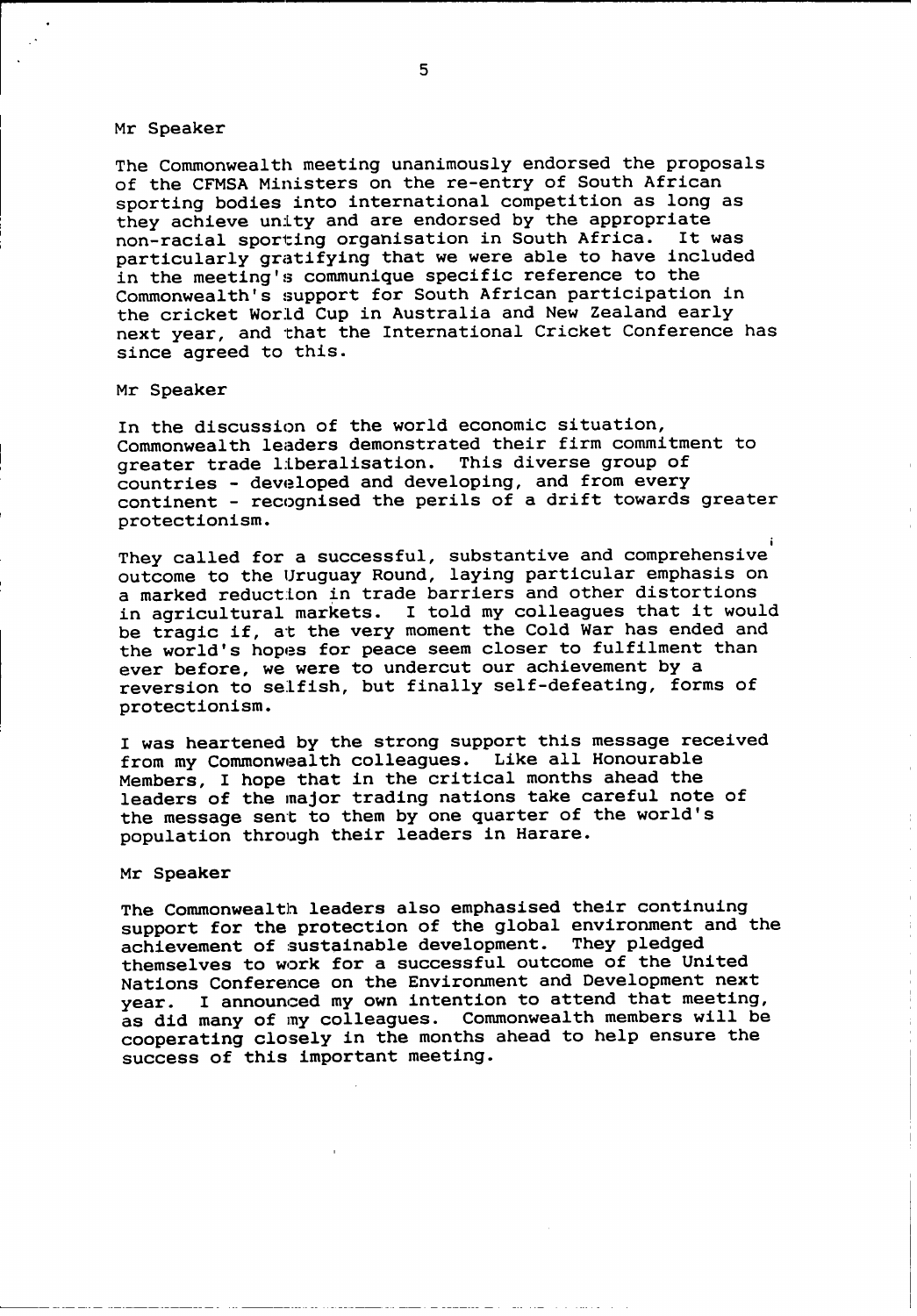Mr Speaker

The Commonwealth meeting unanimously endorsed the proposals of the CFMSA Ministers on the re-entry of South African sporting bodies into international competition as long as they achieve unity and are endorsed by the appropriate non-racial sporting organisation in South Africa. It was particularly gratifying that we were able to have included in the meeting's communique specific reference to the Commonwealth's support for South African participation in the cricket World Cup in Australia and New Zealand early next year, and that the International Cricket Conference has since agreed to this.

Mr Speaker

In the discussion of the world economic situation, Commonwealth leaders demonstrated their firm commitment to greater trade liberalisation. This diverse group of countries - developed and developing, and from every continent - recognised the perils of a drift towards greater protectionism.

They called for a successful, substantive and comprehensive outcome to the Uruguay Round, laying particular emphasis on a marked reduction in trade barriers and other distortions in agricultural markets. I told my colleagues that it would be tragic if, at the very moment the Cold War has ended and the world's hopes for peace seem closer to fulfilment than ever before, we were to undercut our achievement by a reversion to selfish, but finally self-defeating, forms of protectionism.

I was heartened by the strong support this message received from my Commonwealth colleagues. Like all Honourable Members, I hope that in the critical months ahead the leaders of the major trading nations take careful note of the message sent to them by one quarter of the world's population through their leaders in Harare.

Mr Speaker

The Commonwealth leaders also emphasised their continuing support for the protection of the global environment and the achievement of sustainable development. They pledged themselves to work for a successful outcome of the United Nations Conference on the Environment and Development next year. I announced my own intention to attend that meeting, as did many of my colleagues. Commonwealth members will be cooperating closely in the months ahead to help ensure the success of this important meeting.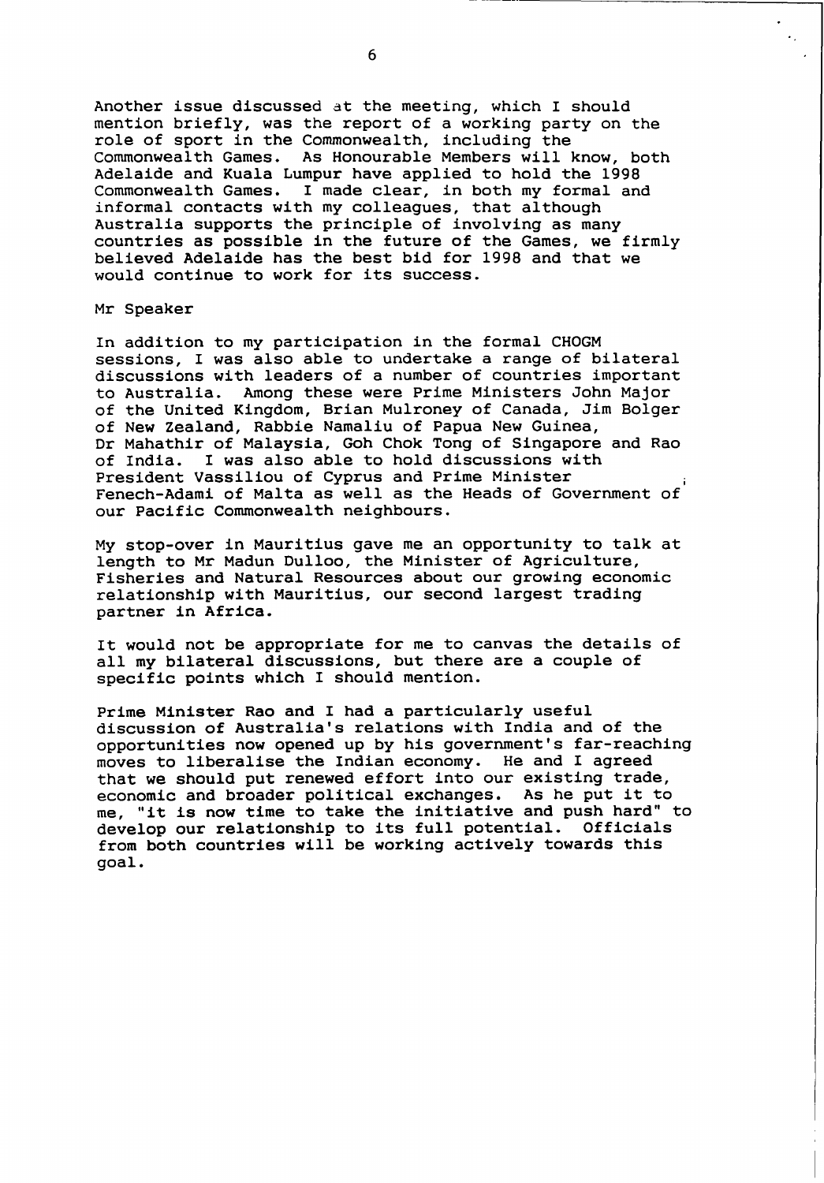Another issue discussed at the meeting, which I should mention briefly, was the report of a working party on the role of sport in the Commonwealth, including the Commonwealth Games. As Honourable Members will know, both Adelaide and Kuala Lumpur have applied to hold the 1998 Commonwealth Games. I made clear, in both my formal and informal contacts with my colleagues, that although Australia supports the principle of involving as many countries as possible in the future of the Games, we firmly believed Adelaide has the best bid for 1998 and that we would continue to work for its success.

Mr Speaker

In addition to my participation in the formal CHOGM sessions, I was also able to undertake a range of bilateral discussions with leaders of a number of countries important to Australia. Among these were Prime Ministers John Major of the United Kingdom, Brian Mulroney of Canada, Jim Bolger of New Zealand, Rabbie Namaliu of Papua New Guinea, Dr Mahathir of Malaysia, Goh Chok Tong of Singapore and Rao of India. I was also able to hold discussions with President Vassiliou of Cyprus and Prime Minister Fenech-Adami of Malta as well as the Heads of Government of our Pacific Commonwealth neighbours.

My stop-over in Mauritius gave me an opportunity to talk at length to Mr Madun Dulloo, the Minister of Agriculture, Fisheries and Natural Resources about our growing economic relationship with Mauritius, our second largest trading partner in Africa.

It would not be appropriate for me to canvas the details of all my bilateral discussions, but there are a couple of specific points which I should mention.

Prime Minister Rao and I had a particularly useful discussion of Australia's relations with India and of the opportunities now opened up by his government's far-reaching moves to liberalise the Indian economy. He and I agreed that we should put renewed effort into our existing trade, economic and broader political exchanges. As he put it to me, "it is now time to take the initiative and push hard" to develop our relationship to its full potential. Officials from both countries will be working actively towards this goal.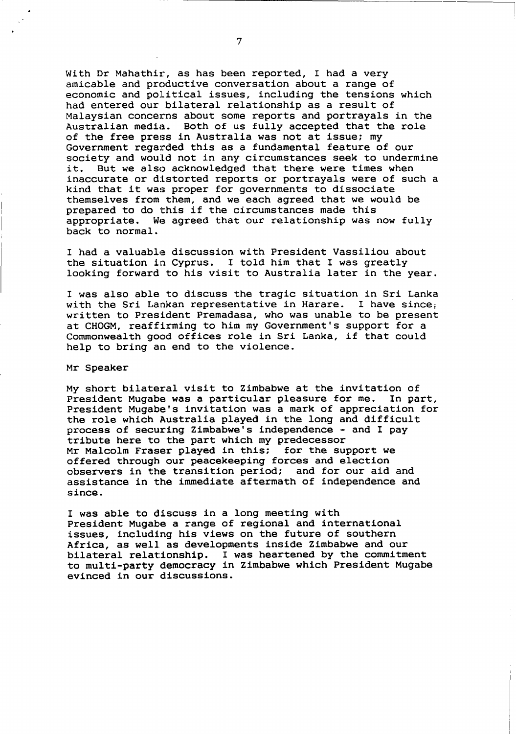With Dr Mahathir, as has been reported, I had a very amicable and productive conversation about a range of economic and political issues, including the tensions which had entered our bilateral relationship as a result of Malaysian concerns about some reports and portrayals in the Australian media. Both of us fully accepted that the role of the free press in Australia was not at issue; my Government regarded this as a fundamental feature of our society and would not in any circumstances seek to undermine it. But we also acknowledged that there were times when inaccurate or distorted reports or portrayals were of such a kind that it was proper for governments to dissociate themselves from them, and we each agreed that we would be prepared to do this if the circumstances made this appropriate. We agreed that our relationship was now fully back to normal.

I had a valuable discussion with President Vassiliou about the situation in Cyprus. I told him that I was greatly looking forward to his visit to Australia later in the year.

I was also able to discuss the tragic situation in Sri Lanka with the Sri Lankan representative in Harare. I have since written to President Premadasa, who was unable to be present at CHOGM, reaffirming to him my Government's support for a Commonwealth good offices role in Sri Lanka, if that could help to bring an end to the violence.

Mr Speaker

My short bilateral visit to Zimbabwe at the invitation of President Mugabe was a particular pleasure for me. In part, President Mugabe's invitation was a mark of appreciation for the role which Australia played in the long and difficult process of securing Zimbabwe's independence - and I pay tribute here to the part which my predecessor Mr Malcolm Fraser played in this; for the support we offered through our peacekeeping forces and election observers in the transition period; and for our aid and assistance in the immediate aftermath of independence and since.

I was able to discuss in a long meeting with President Mugabe a range of regional and international issues, including his views on the future of southern Africa, as well as developments inside Zimbabwe and our bilateral relationship. I was heartened by the commitment to multi-party democracy in Zimbabwe which President Mugabe evinced in our discussions.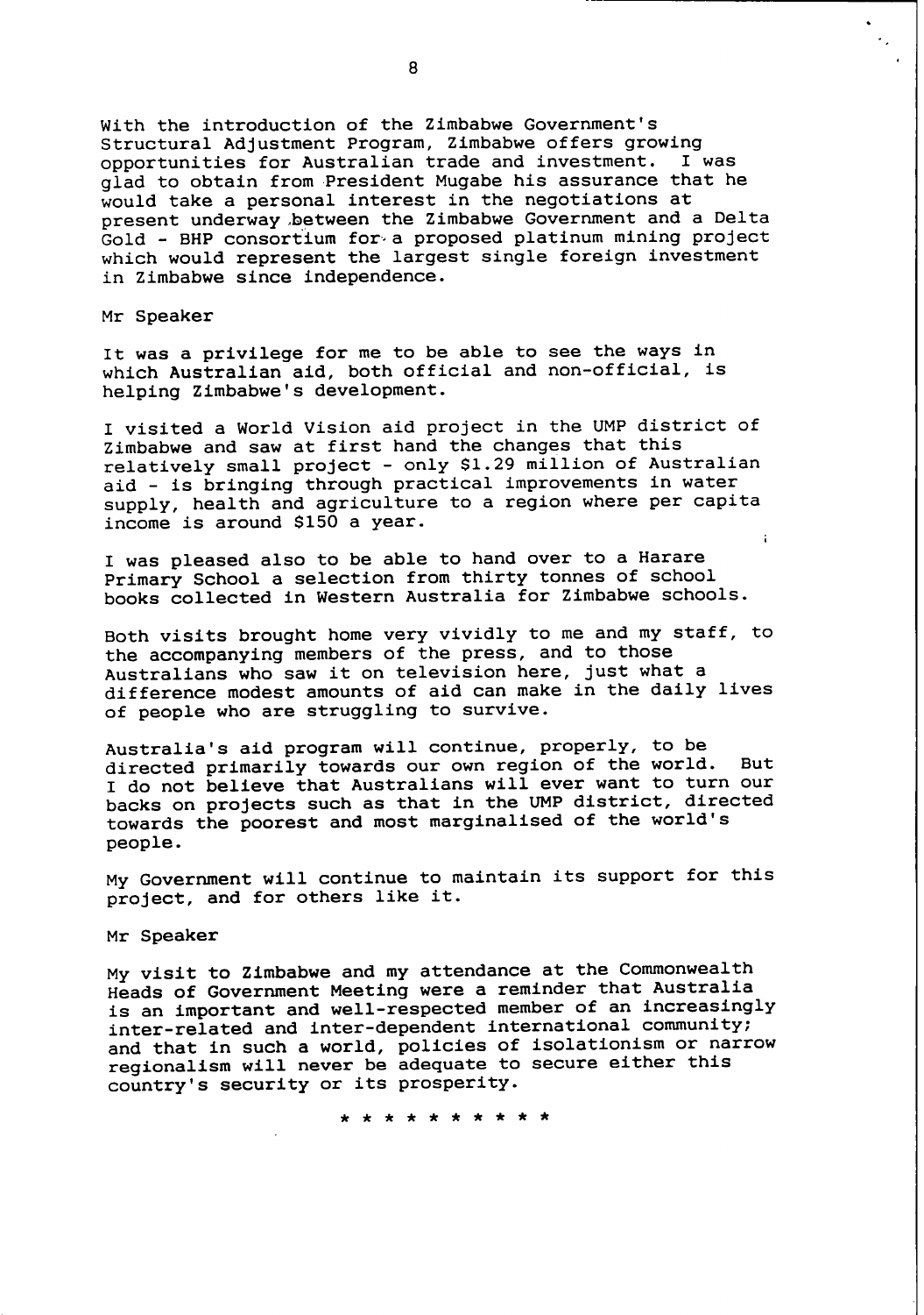With the introduction of the Zimbabwe Government's Structural Adjustment Program, Zimbabwe offers growing opportunities for Australian trade and investment. I was glad to obtain from President Mugabe his assurance that he would take a personal interest in the negotiations at present underway between the Zimbabwe Government and a Delta Gold - BHP consortium for a proposed platinum mining project which would represent the largest single foreign investment in Zimbabwe since independence.

Mr Speaker

It was a privilege for me to be able to see the ways in which Australian aid, both official and non-official, is helping Zimbabwe's development.

I visited a World Vision aid project in the UMP district of Zimbabwe and saw at first hand the changes that this relatively small project - only $1.29 million of Australian aid - is bringing through practical improvements in water supply, health and agriculture to a region where per capita income is around $150 a year.

I was pleased also to be able to hand over to a Harare Primary School a selection from thirty tonnes of school books collected in Western Australia for Zimbabwe schools.

Both visits brought home very vividly to me and my staff, to the accompanying members of the press, and to those Australians who saw it on television here, just what a difference modest amounts of aid can make in the daily lives of people who are struggling to survive.

Australia's aid program will continue, properly, to be directed primarily towards our own region of the world. But I do not believe that Australians will ever want to turn our backs on projects such as that in the UMP district, directed towards the poorest and most marginalised of the world's people.

My Government will continue to maintain its support for this project, and for others like it.

Mr Speaker

My visit to Zimbabwe and my attendance at the Commonwealth Heads of Government Meeting were a reminder that Australia is an important and well-respected member of an increasingly inter-related and inter-dependent international community; and that in such a world, policies of isolationism or narrow regionalism will never be adequate to secure either this country's security or its prosperity.

* * * * * * * * * *